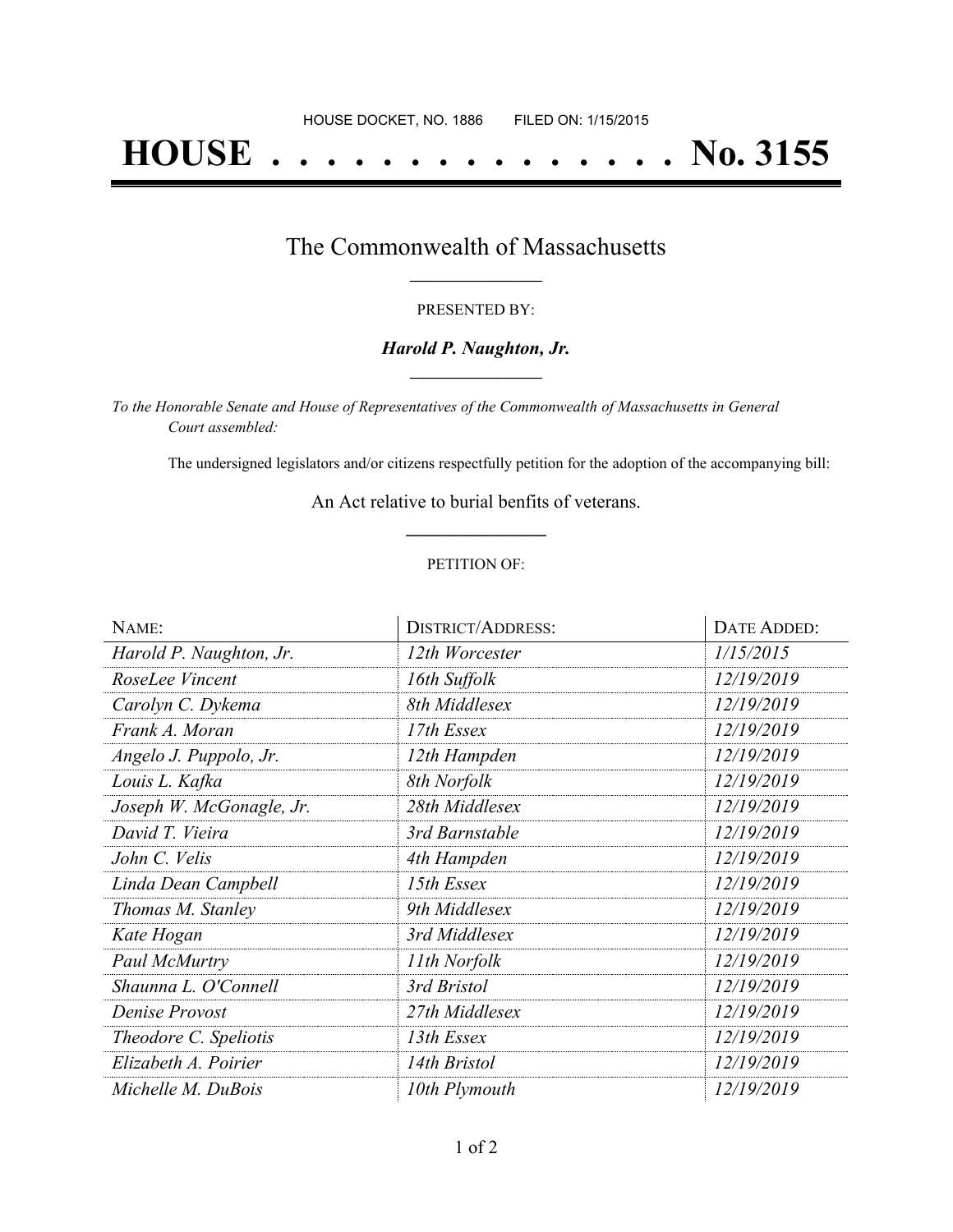HOUSE DOCKET, NO. 1886 FILED ON: 1/15/2015

# HOUSE . . . . . . . . . . . . . . . No. 3155

## The Commonwealth of Massachusetts

PRESENTED BY:

***Harold P. Naughton, Jr.***

*To the Honorable Senate and House of Representatives of the Commonwealth of Massachusetts in General Court assembled:*

The undersigned legislators and/or citizens respectfully petition for the adoption of the accompanying bill:

An Act relative to burial benfits of veterans.

PETITION OF:

| NAME: | DISTRICT/ADDRESS: | DATE ADDED: |
|---|---|---|
| *Harold P. Naughton, Jr.* | *12th Worcester* | *1/15/2015* |
| *RoseLee Vincent* | *16th Suffolk* | *12/19/2019* |
| *Carolyn C. Dykema* | *8th Middlesex* | *12/19/2019* |
| *Frank A. Moran* | *17th Essex* | *12/19/2019* |
| *Angelo J. Puppolo, Jr.* | *12th Hampden* | *12/19/2019* |
| *Louis L. Kafka* | *8th Norfolk* | *12/19/2019* |
| *Joseph W. McGonagle, Jr.* | *28th Middlesex* | *12/19/2019* |
| *David T. Vieira* | *3rd Barnstable* | *12/19/2019* |
| *John C. Velis* | *4th Hampden* | *12/19/2019* |
| *Linda Dean Campbell* | *15th Essex* | *12/19/2019* |
| *Thomas M. Stanley* | *9th Middlesex* | *12/19/2019* |
| *Kate Hogan* | *3rd Middlesex* | *12/19/2019* |
| *Paul McMurtry* | *11th Norfolk* | *12/19/2019* |
| *Shaunna L. O'Connell* | *3rd Bristol* | *12/19/2019* |
| *Denise Provost* | *27th Middlesex* | *12/19/2019* |
| *Theodore C. Speliotis* | *13th Essex* | *12/19/2019* |
| *Elizabeth A. Poirier* | *14th Bristol* | *12/19/2019* |
| *Michelle M. DuBois* | *10th Plymouth* | *12/19/2019* |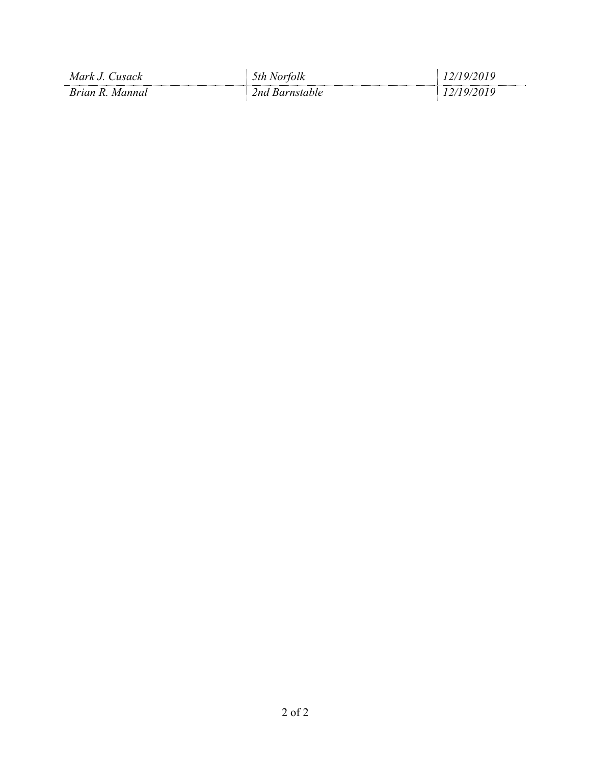| | | |
|---|---|---|
| *Mark J. Cusack* | *5th Norfolk* | *12/19/2019* |
| *Brian R. Mannal* | *2nd Barnstable* | *12/19/2019* |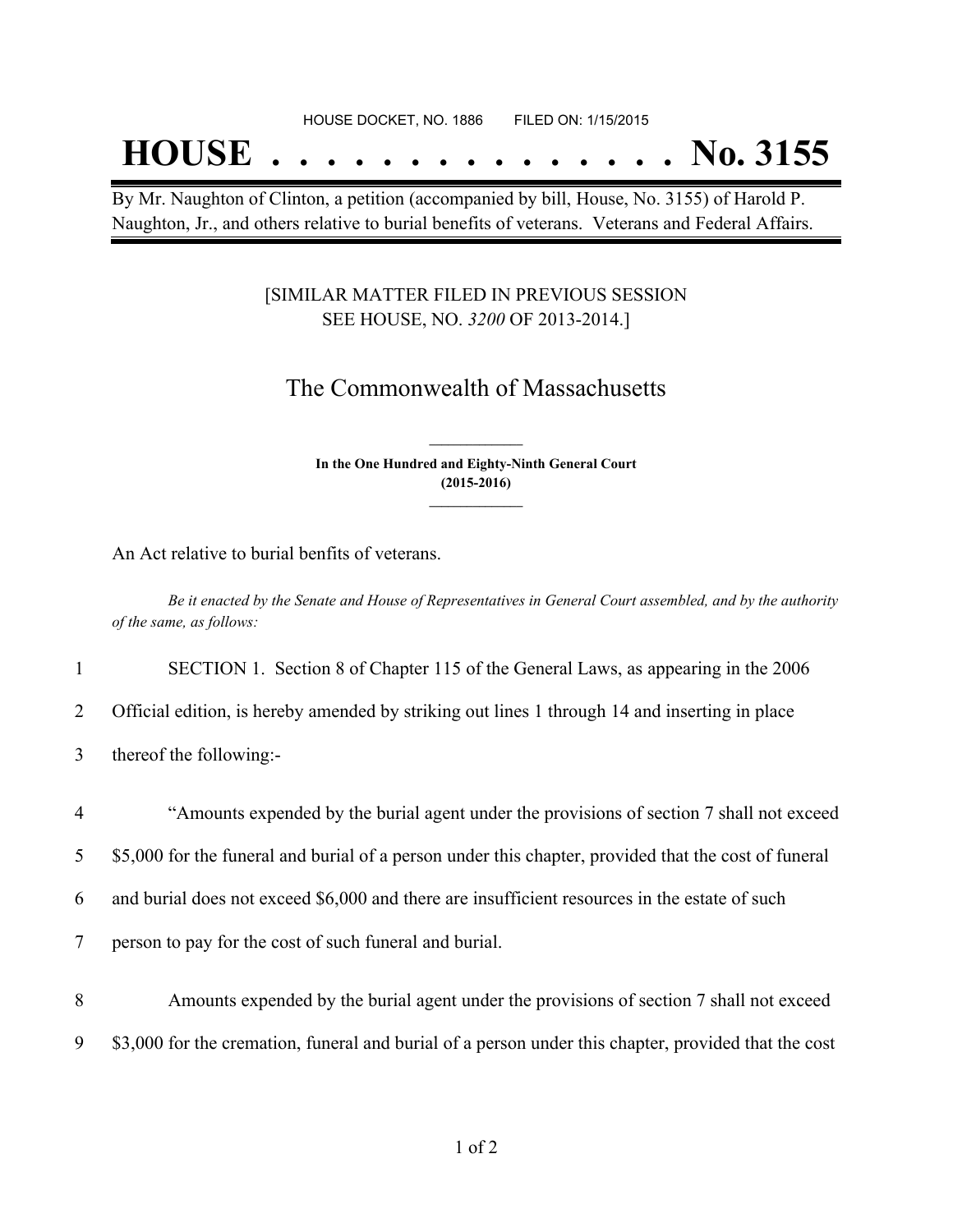HOUSE DOCKET, NO. 1886 FILED ON: 1/15/2015

# HOUSE . . . . . . . . . . . . . . . No. 3155

By Mr. Naughton of Clinton, a petition (accompanied by bill, House, No. 3155) of Harold P. Naughton, Jr., and others relative to burial benefits of veterans. Veterans and Federal Affairs.

[SIMILAR MATTER FILED IN PREVIOUS SESSION SEE HOUSE, NO. *3200* OF 2013-2014.]

## The Commonwealth of Massachusetts

**In the One Hundred and Eighty-Ninth General Court (2015-2016)**

An Act relative to burial benfits of veterans.

*Be it enacted by the Senate and House of Representatives in General Court assembled, and by the authority of the same, as follows:*

1 SECTION 1. Section 8 of Chapter 115 of the General Laws, as appearing in the 2006
2 Official edition, is hereby amended by striking out lines 1 through 14 and inserting in place
3 thereof the following:-

4 "Amounts expended by the burial agent under the provisions of section 7 shall not exceed
5 $5,000 for the funeral and burial of a person under this chapter, provided that the cost of funeral
6 and burial does not exceed $6,000 and there are insufficient resources in the estate of such
7 person to pay for the cost of such funeral and burial.

8 Amounts expended by the burial agent under the provisions of section 7 shall not exceed
9 $3,000 for the cremation, funeral and burial of a person under this chapter, provided that the cost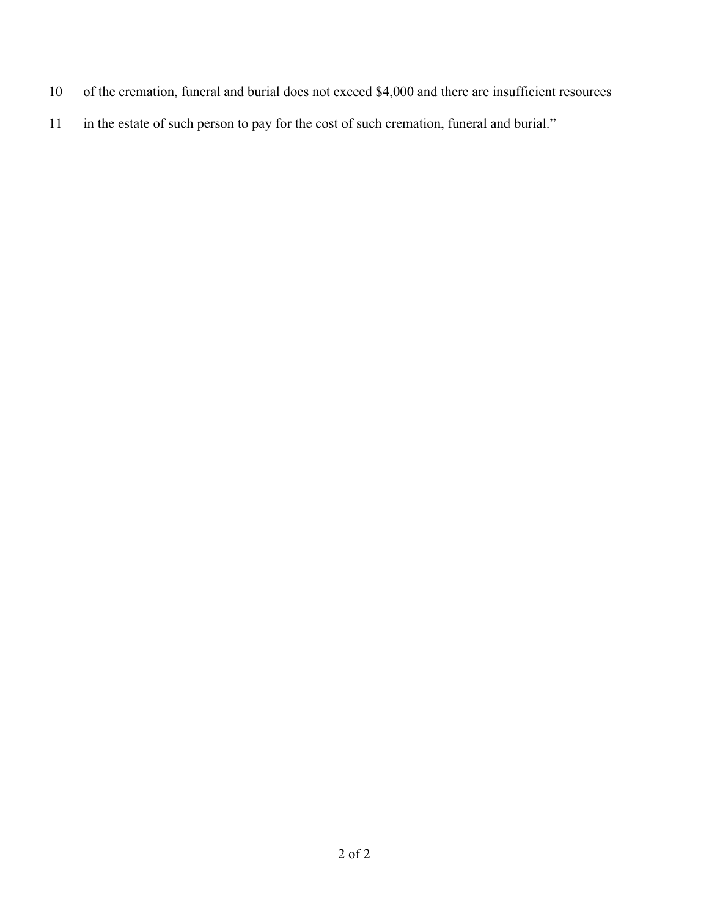10 of the cremation, funeral and burial does not exceed $4,000 and there are insufficient resources

11 in the estate of such person to pay for the cost of such cremation, funeral and burial."